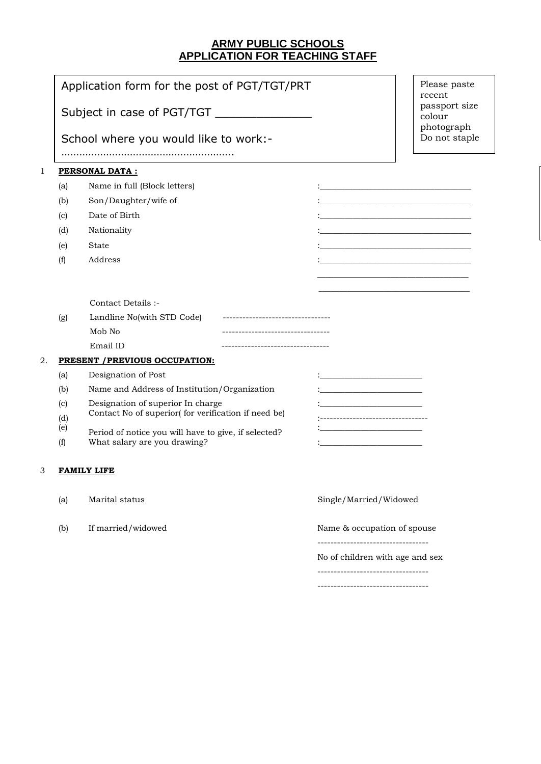# ARMY PUBLIC SCHOOLS
## APPLICATION FOR TEACHING STAFF

Application form for the post of PGT/TGT/PRT

Subject in case of PGT/TGT _______________

School where you would like to work:-
…………………………………………………….

Please paste recent passport size colour photograph Do not staple

1 **PERSONAL DATA :**

(a) Name in full (Block letters) :___________________________________

(b) Son/Daughter/wife of :___________________________________

(c) Date of Birth :___________________________________

(d) Nationality :___________________________________

(e) State :___________________________________

(f) Address :___________________________________

___________________________________

___________________________________

Contact Details :-

(g) Landline No(with STD Code) ---------------------------------

Mob No ---------------------------------

Email ID ---------------------------------

2. **PRESENT /PREVIOUS OCCUPATION:**

(a) Designation of Post :________________________

(b) Name and Address of Institution/Organization :________________________

(c) Designation of superior In charge :________________________

(d) Contact No of superior( for verification if need be) :---------------------------------

(e) Period of notice you will have to give, if selected? :________________________

(f) What salary are you drawing? :________________________

3 **FAMILY LIFE**

(a) Marital status Single/Married/Widowed

(b) If married/widowed Name & occupation of spouse

----------------------------------

No of children with age and sex

----------------------------------

----------------------------------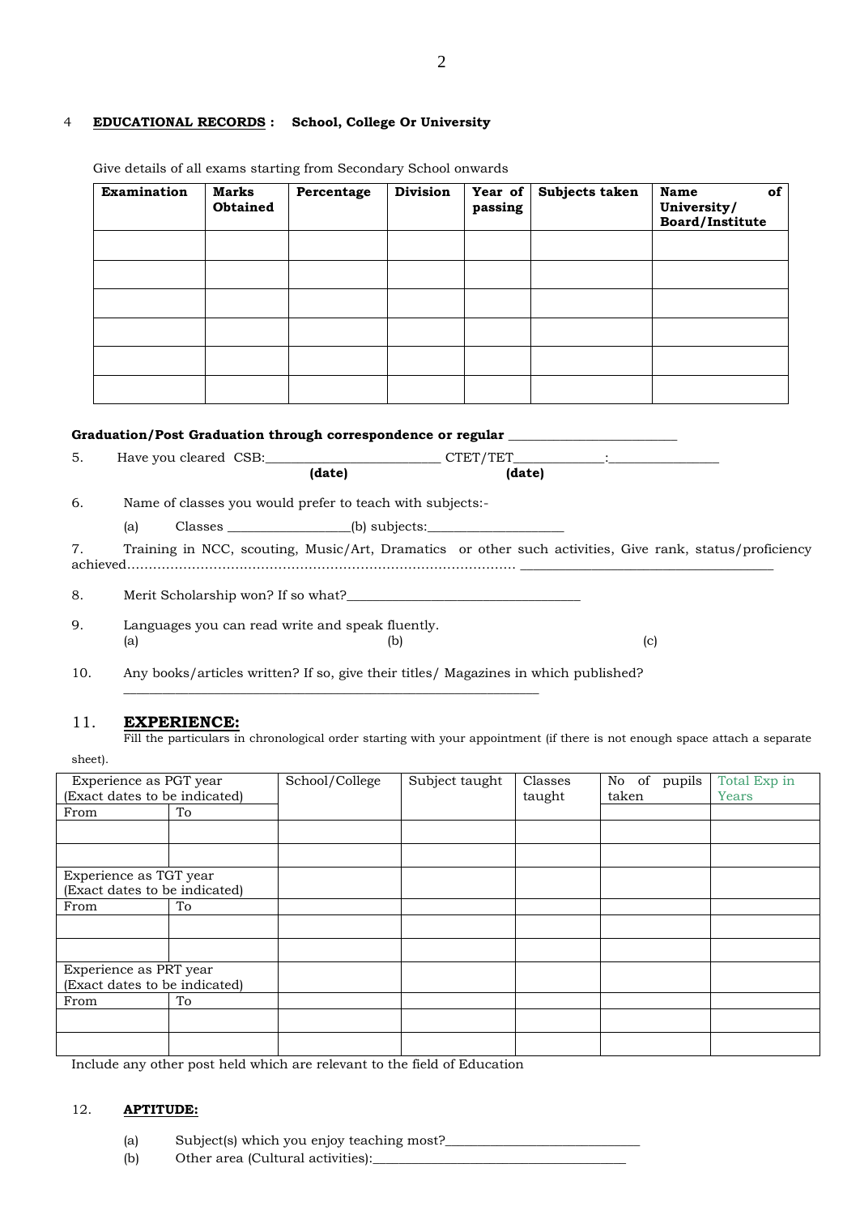4 **EDUCATIONAL RECORDS :** **School, College Or University**

Give details of all exams starting from Secondary School onwards

| Examination | Marks Obtained | Percentage | Division | Year of passing | Subjects taken | Name of University/ Board/Institute |
|---|---|---|---|---|---|---|
| | | | | | | |
| | | | | | | |
| | | | | | | |
| | | | | | | |
| | | | | | | |
| | | | | | | |

**Graduation/Post Graduation through correspondence or regular** ____________________________

5. Have you cleared CSB:___________________________ CTET/TET_____________:________________
**(date)** **(date)**

6. Name of classes you would prefer to teach with subjects:-

(a) Classes __________________(b) subjects:____________________

7. Training in NCC, scouting, Music/Art, Dramatics or other such activities, Give rank, status/proficiency achieved…………………………………………………………………………… ______________________________________

8. Merit Scholarship won? If so what?___________________________________

9. Languages you can read write and speak fluently.
(a) (b) (c)

10. Any books/articles written? If so, give their titles/ Magazines in which published?
_______________________________________________________________

11. **EXPERIENCE:**
Fill the particulars in chronological order starting with your appointment (if there is not enough space attach a separate sheet).

| Experience as PGT year (Exact dates to be indicated) | | School/College | Subject taught | Classes taught | No of pupils taken | Total Exp in Years |
|---|---|---|---|---|---|---|
| From | To | | | | | |
| | | | | | | |
| | | | | | | |
| Experience as TGT year (Exact dates to be indicated) | | | | | | |
| From | To | | | | | |
| | | | | | | |
| | | | | | | |
| Experience as PRT year (Exact dates to be indicated) | | | | | | |
| From | To | | | | | |
| | | | | | | |
| | | | | | | |

Include any other post held which are relevant to the field of Education

12. **APTITUDE:**

(a) Subject(s) which you enjoy teaching most?_____________________________
(b) Other area (Cultural activities):______________________________________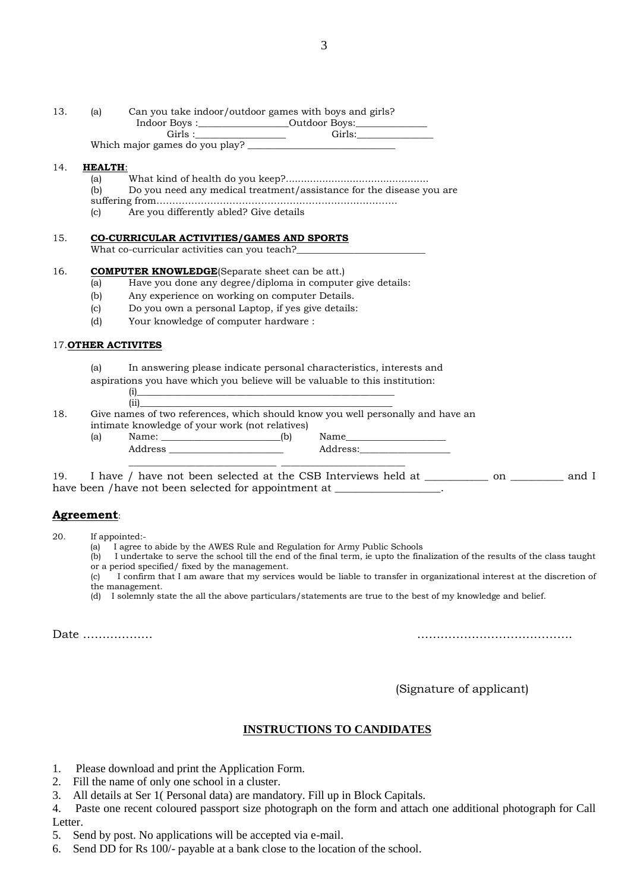13. (a) Can you take indoor/outdoor games with boys and girls?
Indoor Boys :__________________Outdoor Boys:______________
Girls :___________________ Girls:_______________
Which major games do you play? ______________________________

14. **HEALTH**:
(a) What kind of health do you keep?..............................................
(b) Do you need any medical treatment/assistance for the disease you are suffering from...........................................................................
(c) Are you differently abled? Give details

15. **CO-CURRICULAR ACTIVITIES/GAMES AND SPORTS**
What co-curricular activities can you teach?__________________________

16. **COMPUTER KNOWLEDGE**(Separate sheet can be att.)
(a) Have you done any degree/diploma in computer give details:
(b) Any experience on working on computer Details.
(c) Do you own a personal Laptop, if yes give details:
(d) Your knowledge of computer hardware :

17.**OTHER ACTIVITES**

(a) In answering please indicate personal characteristics, interests and aspirations you have which you believe will be valuable to this institution:
(i)_____________________________________________________
(ii)____________________________________________________

18. Give names of two references, which should know you well personally and have an intimate knowledge of your work (not relatives)
(a) Name: ________________________(b) Name____________________
Address _______________________ Address:__________________
____________________________ ________________________

19. I have / have not been selected at the CSB Interviews held at ___________ on _________ and I have been /have not been selected for appointment at ___________________.

## **Agreement**:

20. If appointed:-
(a) I agree to abide by the AWES Rule and Regulation for Army Public Schools
(b) I undertake to serve the school till the end of the final term, ie upto the finalization of the results of the class taught or a period specified/ fixed by the management.
(c) I confirm that I am aware that my services would be liable to transfer in organizational interest at the discretion of the management.
(d) I solemnly state the all the above particulars/statements are true to the best of my knowledge and belief.

Date ……………… …………………………………

(Signature of applicant)

## **INSTRUCTIONS TO CANDIDATES**

1. Please download and print the Application Form.
2. Fill the name of only one school in a cluster.
3. All details at Ser 1( Personal data) are mandatory. Fill up in Block Capitals.
4. Paste one recent coloured passport size photograph on the form and attach one additional photograph for Call Letter.
5. Send by post. No applications will be accepted via e-mail.
6. Send DD for Rs 100/- payable at a bank close to the location of the school.